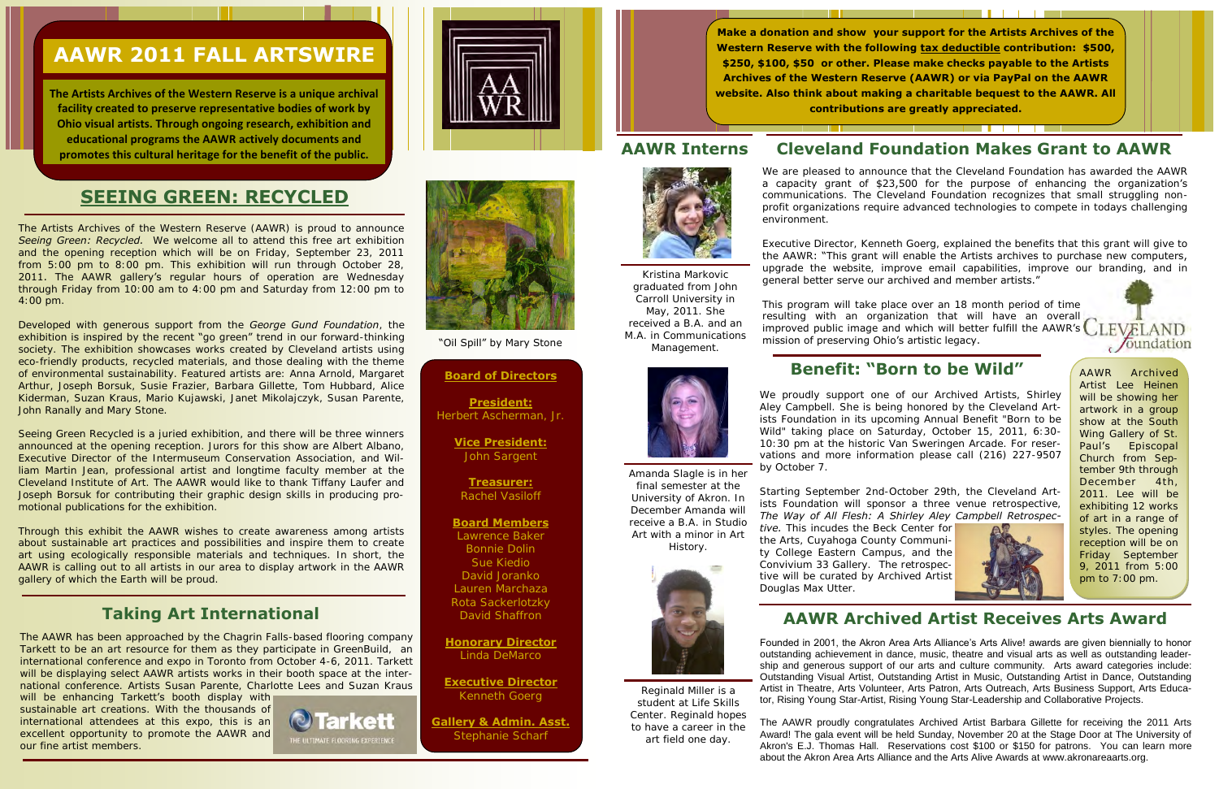# AAWR 2011 FALL ARTSWIRE

**The Artists Archives of the Western Reserve is a unique archival facility created to preserve representative bodies of work by Ohio visual artists. Through ongoing research, exhibition and educational programs the AAWR actively documents and promotes this cultural heritage for the benefit of the public.**

## SEEING GREEN: RECYCLED

The Artists Archives of the Western Reserve (AAWR) is proud to announce *Seeing Green: Recycled.* We welcome all to attend this free art exhibition and the opening reception which will be on Friday, September 23, 2011 from 5:00 pm to 8:00 pm. This exhibition will run through October 28, 2011. The AAWR gallery's regular hours of operation are Wednesday through Friday from 10:00 am to 4:00 pm and Saturday from 12:00 pm to 4:00 pm.

Developed with generous support from the *George Gund Foundation*, the exhibition is inspired by the recent "go green" trend in our forward-thinking society. The exhibition showcases works created by Cleveland artists using eco-friendly products, recycled materials, and those dealing with the theme of environmental sustainability. Featured artists are: Anna Arnold, Margaret Arthur, Joseph Borsuk, Susie Frazier, Barbara Gillette, Tom Hubbard, Alice Kiderman, Suzan Kraus, Mario Kujawski, Janet Mikolajczyk, Susan Parente, John Ranally and Mary Stone.

Seeing Green Recycled is a juried exhibition, and there will be three winners announced at the opening reception. Jurors for this show are Albert Albano, Executive Director of the Intermuseum Conservation Association, and William Martin Jean, professional artist and longtime faculty member at the Cleveland Institute of Art. The AAWR would like to thank Tiffany Laufer and Joseph Borsuk for contributing their graphic design skills in producing promotional publications for the exhibition.

Through this exhibit the AAWR wishes to create awareness among artists about sustainable art practices and possibilities and inspire them to create art using ecologically responsible materials and techniques. In short, the AAWR is calling out to all artists in our area to display artwork in the AAWR gallery of which the Earth will be proud.

"Oil Spill" by Mary Stone

## Taking Art International

The AAWR has been approached by the Chagrin Falls-based flooring company Tarkett to be an art resource for them as they participate in GreenBuild, an international conference and expo in Toronto from October 4-6, 2011. Tarkett will be displaying select AAWR artists works in their booth space at the international conference. Artists Susan Parente, Charlotte Lees and Suzan Kraus will be enhancing Tarkett's booth display with sustainable art creations. With the thousands of international attendees at this expo, this is an excellent opportunity to promote the AAWR and our fine artist members.

**Board of Directors**

**President:**
Herbert Ascherman, Jr.

**Vice President:**
John Sargent

**Treasurer:**
Rachel Vasiloff

**Board Members**
Lawrence Baker
Bonnie Dolin
Sue Kiedio
David Joranko
Lauren Marchaza
Rota Sackerlotzky
David Shaffron

**Honorary Director**
Linda DeMarco

**Executive Director**
Kenneth Goerg

**Gallery & Admin. Asst.**
Stephanie Scharf

**Make a donation and show your support for the Artists Archives of the Western Reserve with the following tax deductible contribution: $500, $250, $100, $50 or other. Please make checks payable to the Artists Archives of the Western Reserve (AAWR) or via PayPal on the AAWR website. Also think about making a charitable bequest to the AAWR. All contributions are greatly appreciated.**

## AAWR Interns

Kristina Markovic graduated from John Carroll University in May, 2011. She received a B.A. and an M.A. in Communications Management.

Amanda Slagle is in her final semester at the University of Akron. In December Amanda will receive a B.A. in Studio Art with a minor in Art History.

Reginald Miller is a student at Life Skills Center. Reginald hopes to have a career in the art field one day.

## Cleveland Foundation Makes Grant to AAWR

We are pleased to announce that the Cleveland Foundation has awarded the AAWR a capacity grant of $23,500 for the purpose of enhancing the organization's communications. The Cleveland Foundation recognizes that small struggling non-profit organizations require advanced technologies to compete in todays challenging environment.

Executive Director, Kenneth Goerg, explained the benefits that this grant will give to the AAWR: "This grant will enable the Artists archives to purchase new computers, upgrade the website, improve email capabilities, improve our branding, and in general better serve our archived and member artists."

This program will take place over an 18 month period of time resulting with an organization that will have an overall improved public image and which will better fulfill the AAWR's mission of preserving Ohio's artistic legacy.

## Benefit: "Born to be Wild"

We proudly support one of our Archived Artists, Shirley Aley Campbell. She is being honored by the Cleveland Artists Foundation in its upcoming Annual Benefit "Born to be Wild" taking place on Saturday, October 15, 2011, 6:30-10:30 pm at the historic Van Sweringen Arcade. For reservations and more information please call (216) 227-9507 by October 7.

Starting September 2nd-October 29th, the Cleveland Artists Foundation will sponsor a three venue retrospective, *The Way of All Flesh: A Shirley Aley Campbell Retrospective.* This incudes the Beck Center for the Arts, Cuyahoga County Community College Eastern Campus, and the Convivium 33 Gallery. The retrospective will be curated by Archived Artist Douglas Max Utter.

AAWR Archived Artist Lee Heinen will be showing her artwork in a group show at the South Wing Gallery of St. Paul's Episcopal Church from September 9th through December 4th, 2011. Lee will be exhibiting 12 works of art in a range of styles. The opening reception will be on Friday September 9, 2011 from 5:00 pm to 7:00 pm.

## AAWR Archived Artist Receives Arts Award

Founded in 2001, the Akron Area Arts Alliance's Arts Alive! awards are given biennially to honor outstanding achievement in dance, music, theatre and visual arts as well as outstanding leadership and generous support of our arts and culture community. Arts award categories include: Outstanding Visual Artist, Outstanding Artist in Music, Outstanding Artist in Dance, Outstanding Artist in Theatre, Arts Volunteer, Arts Patron, Arts Outreach, Arts Business Support, Arts Educator, Rising Young Star-Artist, Rising Young Star-Leadership and Collaborative Projects.

The AAWR proudly congratulates Archived Artist Barbara Gillette for receiving the 2011 Arts Award! The gala event will be held Sunday, November 20 at the Stage Door at The University of Akron's E.J. Thomas Hall. Reservations cost $100 or $150 for patrons. You can learn more about the Akron Area Arts Alliance and the Arts Alive Awards at www.akronareaarts.org.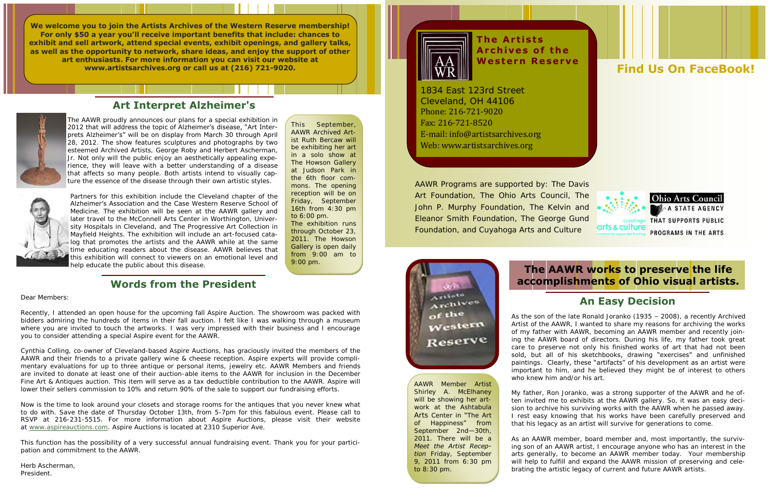**We welcome you to join the Artists Archives of the Western Reserve membership! For only $50 a year you'll receive important benefits that include: chances to exhibit and sell artwork, attend special events, exhibit openings, and gallery talks, as well as the opportunity to network, share ideas, and enjoy the support of other art enthusiasts. For more information you can visit our website at www.artistsarchives.org or call us at (216) 721-9020.**

## Art Interpret Alzheimer's

The AAWR proudly announces our plans for a special exhibition in 2012 that will address the topic of Alzheimer's disease, "Art Interprets Alzheimer's" will be on display from March 30 through April 28, 2012. The show features sculptures and photographs by two esteemed Archived Artists, George Roby and Herbert Ascherman, Jr. Not only will the public enjoy an aesthetically appealing experience, they will leave with a better understanding of a disease that affects so many people. Both artists intend to visually capture the essence of the disease through their own artistic styles.

Partners for this exhibition include the Cleveland chapter of the Alzheimer's Association and the Case Western Reserve School of Medicine. The exhibition will be seen at the AAWR gallery and later travel to the McConnell Arts Center in Worthington, University Hospitals in Cleveland, and The Progressive Art Collection in Mayfield Heights. The exhibition will include an art-focused catalog that promotes the artists and the AAWR while at the same time educating readers about the disease. AAWR believes that this exhibition will connect to viewers on an emotional level and help educate the public about this disease.

This September, AAWR Archived Artist Ruth Bercaw will be exhibiting her art in a solo show at The Howson Gallery at Judson Park in the 6th floor commons. The opening reception will be on Friday, September 16th from 4:30 pm to 6:00 pm. The exhibition runs through October 23, 2011. The Howson Gallery is open daily from 9:00 am to 9:00 pm.

## Words from the President

Dear Members:

Recently, I attended an open house for the upcoming fall Aspire Auction. The showroom was packed with bidders admiring the hundreds of items in their fall auction. I felt like I was walking through a museum where you are invited to touch the artworks. I was very impressed with their business and I encourage you to consider attending a special Aspire event for the AAWR.

Cynthia Colling, co-owner of Cleveland-based Aspire Auctions, has graciously invited the members of the AAWR and their friends to a private gallery wine & cheese reception. Aspire experts will provide complimentary evaluations for up to three antique or personal items, jewelry etc. AAWR Members and friends are invited to donate at least one of their auction-able items to the AAWR for inclusion in the December Fine Art & Antiques auction. This item will serve as a tax deductible contribution to the AAWR. Aspire will lower their sellers commission to 10% and return 90% of the sale to support our fundraising efforts.

Now is the time to look around your closets and storage rooms for the antiques that you never knew what to do with. Save the date of Thursday October 13th, from 5-7pm for this fabulous event. Please call to RSVP at 216-231-5515. For more information about Aspire Auctions, please visit their website at www.aspireauctions.com. Aspire Auctions is located at 2310 Superior Ave.

This function has the possibility of a very successful annual fundraising event. Thank you for your participation and commitment to the AAWR.

Herb Ascherman,
President.

## The Artists Archives of the Western Reserve

1834 East 123rd Street
Cleveland, OH 44106
Phone: 216-721-9020
Fax: 216-721-8520
E-mail: info@artistsarchives.org
Web: www.artistsarchives.org

## Find Us On FaceBook!

AAWR Programs are supported by: The Davis Art Foundation, The Ohio Arts Council, The John P. Murphy Foundation, The Kelvin and Eleanor Smith Foundation, The George Gund Foundation, and Cuyahoga Arts and Culture

cuyahoga arts & culture — community supported funding

Ohio Arts Council — A STATE AGENCY THAT SUPPORTS PUBLIC PROGRAMS IN THE ARTS

AAWR Member Artist Shirley A. McElhaney will be showing her artwork at the Ashtabula Arts Center in "The Art of Happiness" from September 2nd—30th, 2011. There will be a *Meet the Artist Reception* Friday, September 9, 2011 from 6:30 pm to 8:30 pm.

## The AAWR works to preserve the life accomplishments of Ohio visual artists.

## An Easy Decision

As the son of the late Ronald Joranko (1935 – 2008), a recently Archived Artist of the AAWR, I wanted to share my reasons for archiving the works of my father with AAWR, becoming an AAWR member and recently joining the AAWR board of directors. During his life, my father took great care to preserve not only his finished works of art that had not been sold, but all of his sketchbooks, drawing "exercises" and unfinished paintings. Clearly, these "artifacts" of his development as an artist were important to him, and he believed they might be of interest to others who knew him and/or his art.

My father, Ron Joranko, was a strong supporter of the AAWR and he often invited me to exhibits at the AAWR gallery. So, it was an easy decision to archive his surviving works with the AAWR when he passed away. I rest easy knowing that his works have been carefully preserved and that his legacy as an artist will survive for generations to come.

As an AAWR member, board member and, most importantly, the surviving son of an AAWR artist, I encourage anyone who has an interest in the arts generally, to become an AAWR member today. Your membership will help to fulfill and expand the AAWR mission of preserving and celebrating the artistic legacy of current and future AAWR artists.